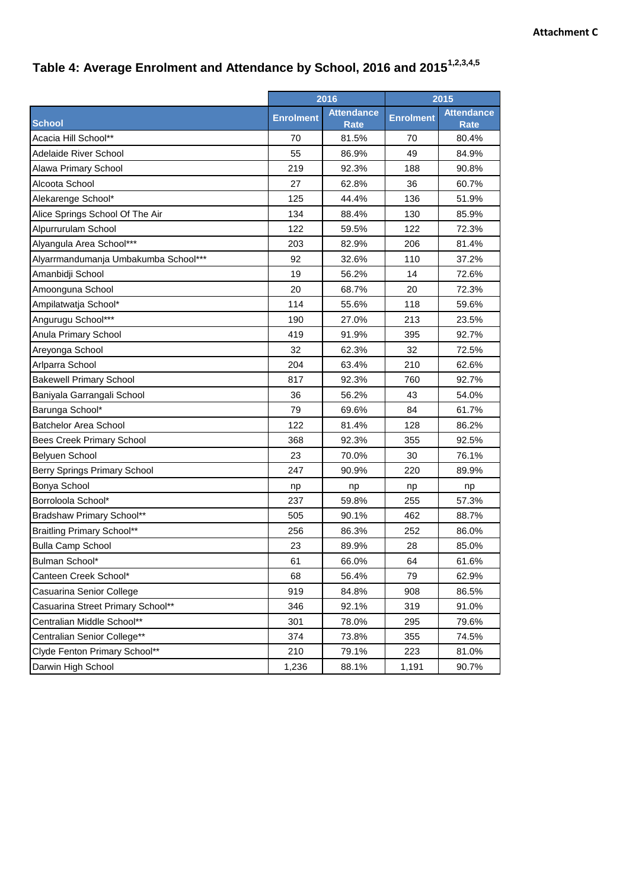Attachment C

## Table 4: Average Enrolment and Attendance by School, 2016 and 2015[1,2,3,4,5]

| School | 2016 | | 2015 | |
|---|---|---|---|---|
| | Enrolment | Attendance Rate | Enrolment | Attendance Rate |
| Acacia Hill School** | 70 | 81.5% | 70 | 80.4% |
| Adelaide River School | 55 | 86.9% | 49 | 84.9% |
| Alawa Primary School | 219 | 92.3% | 188 | 90.8% |
| Alcoota School | 27 | 62.8% | 36 | 60.7% |
| Alekarenge School* | 125 | 44.4% | 136 | 51.9% |
| Alice Springs School Of The Air | 134 | 88.4% | 130 | 85.9% |
| Alpurrurulam School | 122 | 59.5% | 122 | 72.3% |
| Alyangula Area School*** | 203 | 82.9% | 206 | 81.4% |
| Alyarrmandumanja Umbakumba School*** | 92 | 32.6% | 110 | 37.2% |
| Amanbidji School | 19 | 56.2% | 14 | 72.6% |
| Amoonguna School | 20 | 68.7% | 20 | 72.3% |
| Ampilatwatja School* | 114 | 55.6% | 118 | 59.6% |
| Angurugu School*** | 190 | 27.0% | 213 | 23.5% |
| Anula Primary School | 419 | 91.9% | 395 | 92.7% |
| Areyonga School | 32 | 62.3% | 32 | 72.5% |
| Arlparra School | 204 | 63.4% | 210 | 62.6% |
| Bakewell Primary School | 817 | 92.3% | 760 | 92.7% |
| Baniyala Garrangali School | 36 | 56.2% | 43 | 54.0% |
| Barunga School* | 79 | 69.6% | 84 | 61.7% |
| Batchelor Area School | 122 | 81.4% | 128 | 86.2% |
| Bees Creek Primary School | 368 | 92.3% | 355 | 92.5% |
| Belyuen School | 23 | 70.0% | 30 | 76.1% |
| Berry Springs Primary School | 247 | 90.9% | 220 | 89.9% |
| Bonya School | np | np | np | np |
| Borroloola School* | 237 | 59.8% | 255 | 57.3% |
| Bradshaw Primary School** | 505 | 90.1% | 462 | 88.7% |
| Braitling Primary School** | 256 | 86.3% | 252 | 86.0% |
| Bulla Camp School | 23 | 89.9% | 28 | 85.0% |
| Bulman School* | 61 | 66.0% | 64 | 61.6% |
| Canteen Creek School* | 68 | 56.4% | 79 | 62.9% |
| Casuarina Senior College | 919 | 84.8% | 908 | 86.5% |
| Casuarina Street Primary School** | 346 | 92.1% | 319 | 91.0% |
| Centralian Middle School** | 301 | 78.0% | 295 | 79.6% |
| Centralian Senior College** | 374 | 73.8% | 355 | 74.5% |
| Clyde Fenton Primary School** | 210 | 79.1% | 223 | 81.0% |
| Darwin High School | 1,236 | 88.1% | 1,191 | 90.7% |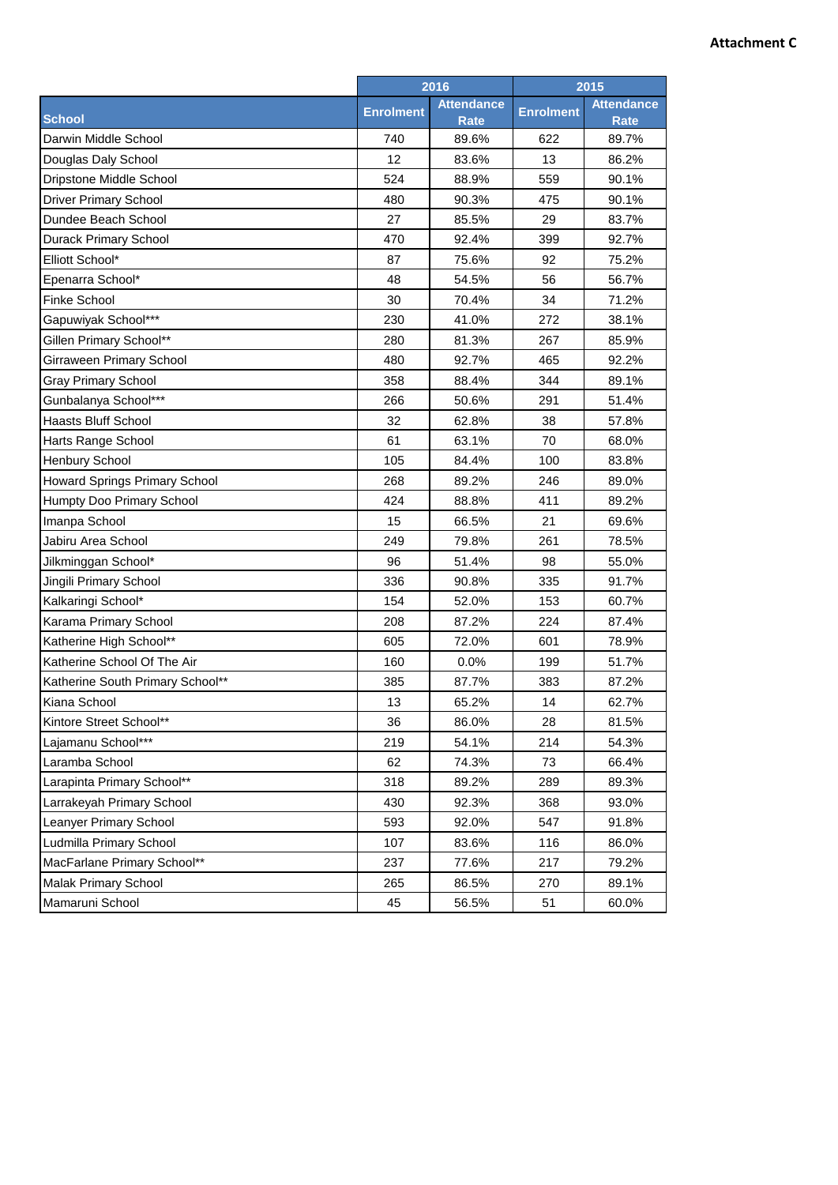**Attachment C**

| School | 2016 | | 2015 | |
|---|---|---|---|---|
| | Enrolment | Attendance Rate | Enrolment | Attendance Rate |
| Darwin Middle School | 740 | 89.6% | 622 | 89.7% |
| Douglas Daly School | 12 | 83.6% | 13 | 86.2% |
| Dripstone Middle School | 524 | 88.9% | 559 | 90.1% |
| Driver Primary School | 480 | 90.3% | 475 | 90.1% |
| Dundee Beach School | 27 | 85.5% | 29 | 83.7% |
| Durack Primary School | 470 | 92.4% | 399 | 92.7% |
| Elliott School* | 87 | 75.6% | 92 | 75.2% |
| Epenarra School* | 48 | 54.5% | 56 | 56.7% |
| Finke School | 30 | 70.4% | 34 | 71.2% |
| Gapuwiyak School*** | 230 | 41.0% | 272 | 38.1% |
| Gillen Primary School** | 280 | 81.3% | 267 | 85.9% |
| Girraween Primary School | 480 | 92.7% | 465 | 92.2% |
| Gray Primary School | 358 | 88.4% | 344 | 89.1% |
| Gunbalanya School*** | 266 | 50.6% | 291 | 51.4% |
| Haasts Bluff School | 32 | 62.8% | 38 | 57.8% |
| Harts Range School | 61 | 63.1% | 70 | 68.0% |
| Henbury School | 105 | 84.4% | 100 | 83.8% |
| Howard Springs Primary School | 268 | 89.2% | 246 | 89.0% |
| Humpty Doo Primary School | 424 | 88.8% | 411 | 89.2% |
| Imanpa School | 15 | 66.5% | 21 | 69.6% |
| Jabiru Area School | 249 | 79.8% | 261 | 78.5% |
| Jilkminggan School* | 96 | 51.4% | 98 | 55.0% |
| Jingili Primary School | 336 | 90.8% | 335 | 91.7% |
| Kalkaringi School* | 154 | 52.0% | 153 | 60.7% |
| Karama Primary School | 208 | 87.2% | 224 | 87.4% |
| Katherine High School** | 605 | 72.0% | 601 | 78.9% |
| Katherine School Of The Air | 160 | 0.0% | 199 | 51.7% |
| Katherine South Primary School** | 385 | 87.7% | 383 | 87.2% |
| Kiana School | 13 | 65.2% | 14 | 62.7% |
| Kintore Street School** | 36 | 86.0% | 28 | 81.5% |
| Lajamanu School*** | 219 | 54.1% | 214 | 54.3% |
| Laramba School | 62 | 74.3% | 73 | 66.4% |
| Larapinta Primary School** | 318 | 89.2% | 289 | 89.3% |
| Larrakeyah Primary School | 430 | 92.3% | 368 | 93.0% |
| Leanyer Primary School | 593 | 92.0% | 547 | 91.8% |
| Ludmilla Primary School | 107 | 83.6% | 116 | 86.0% |
| MacFarlane Primary School** | 237 | 77.6% | 217 | 79.2% |
| Malak Primary School | 265 | 86.5% | 270 | 89.1% |
| Mamaruni School | 45 | 56.5% | 51 | 60.0% |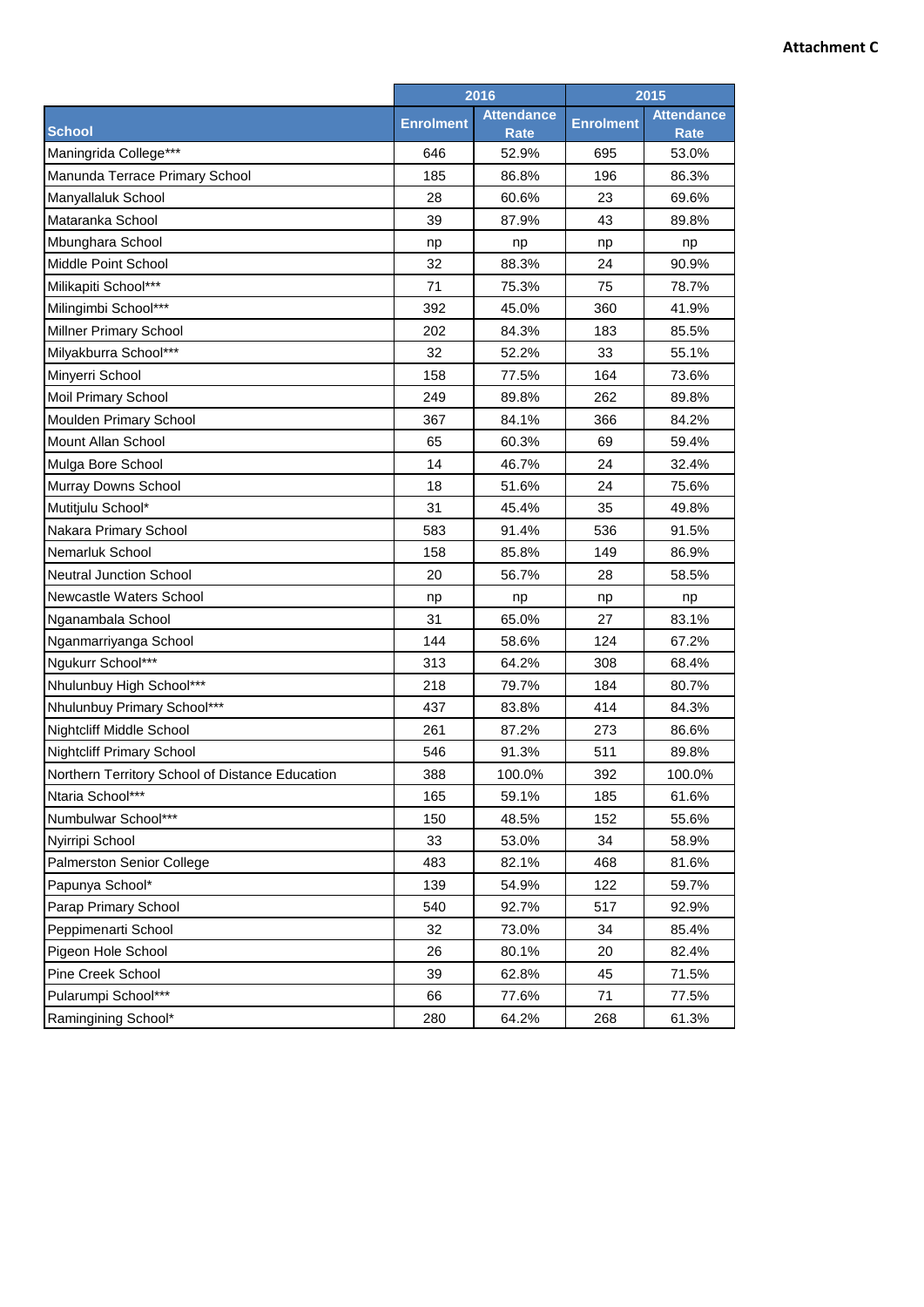**Attachment C**

| School | 2016 | | 2015 | |
|---|---|---|---|---|
| | Enrolment | Attendance Rate | Enrolment | Attendance Rate |
| Maningrida College*** | 646 | 52.9% | 695 | 53.0% |
| Manunda Terrace Primary School | 185 | 86.8% | 196 | 86.3% |
| Manyallaluk School | 28 | 60.6% | 23 | 69.6% |
| Mataranka School | 39 | 87.9% | 43 | 89.8% |
| Mbunghara School | np | np | np | np |
| Middle Point School | 32 | 88.3% | 24 | 90.9% |
| Milikapiti School*** | 71 | 75.3% | 75 | 78.7% |
| Milingimbi School*** | 392 | 45.0% | 360 | 41.9% |
| Millner Primary School | 202 | 84.3% | 183 | 85.5% |
| Milyakburra School*** | 32 | 52.2% | 33 | 55.1% |
| Minyerri School | 158 | 77.5% | 164 | 73.6% |
| Moil Primary School | 249 | 89.8% | 262 | 89.8% |
| Moulden Primary School | 367 | 84.1% | 366 | 84.2% |
| Mount Allan School | 65 | 60.3% | 69 | 59.4% |
| Mulga Bore School | 14 | 46.7% | 24 | 32.4% |
| Murray Downs School | 18 | 51.6% | 24 | 75.6% |
| Mutitjulu School* | 31 | 45.4% | 35 | 49.8% |
| Nakara Primary School | 583 | 91.4% | 536 | 91.5% |
| Nemarluk School | 158 | 85.8% | 149 | 86.9% |
| Neutral Junction School | 20 | 56.7% | 28 | 58.5% |
| Newcastle Waters School | np | np | np | np |
| Nganambala School | 31 | 65.0% | 27 | 83.1% |
| Nganmarriyanga School | 144 | 58.6% | 124 | 67.2% |
| Ngukurr School*** | 313 | 64.2% | 308 | 68.4% |
| Nhulunbuy High School*** | 218 | 79.7% | 184 | 80.7% |
| Nhulunbuy Primary School*** | 437 | 83.8% | 414 | 84.3% |
| Nightcliff Middle School | 261 | 87.2% | 273 | 86.6% |
| Nightcliff Primary School | 546 | 91.3% | 511 | 89.8% |
| Northern Territory School of Distance Education | 388 | 100.0% | 392 | 100.0% |
| Ntaria School*** | 165 | 59.1% | 185 | 61.6% |
| Numbulwar School*** | 150 | 48.5% | 152 | 55.6% |
| Nyirripi School | 33 | 53.0% | 34 | 58.9% |
| Palmerston Senior College | 483 | 82.1% | 468 | 81.6% |
| Papunya School* | 139 | 54.9% | 122 | 59.7% |
| Parap Primary School | 540 | 92.7% | 517 | 92.9% |
| Peppimenarti School | 32 | 73.0% | 34 | 85.4% |
| Pigeon Hole School | 26 | 80.1% | 20 | 82.4% |
| Pine Creek School | 39 | 62.8% | 45 | 71.5% |
| Pularumpi School*** | 66 | 77.6% | 71 | 77.5% |
| Ramingining School* | 280 | 64.2% | 268 | 61.3% |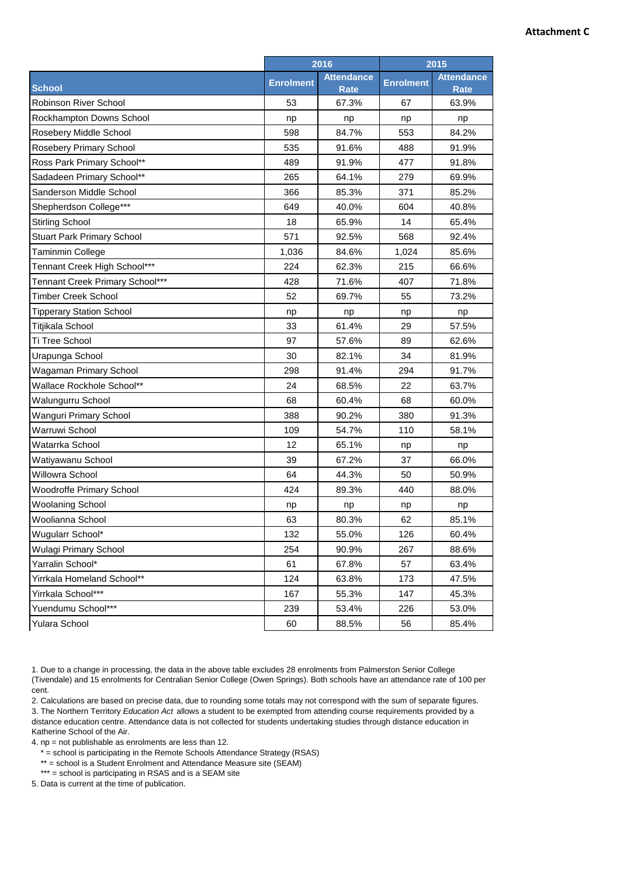Attachment C

| | 2016 | | 2015 | |
|---|---|---|---|---|
| School | Enrolment | Attendance Rate | Enrolment | Attendance Rate |
| Robinson River School | 53 | 67.3% | 67 | 63.9% |
| Rockhampton Downs School | np | np | np | np |
| Rosebery Middle School | 598 | 84.7% | 553 | 84.2% |
| Rosebery Primary School | 535 | 91.6% | 488 | 91.9% |
| Ross Park Primary School** | 489 | 91.9% | 477 | 91.8% |
| Sadadeen Primary School** | 265 | 64.1% | 279 | 69.9% |
| Sanderson Middle School | 366 | 85.3% | 371 | 85.2% |
| Shepherdson College*** | 649 | 40.0% | 604 | 40.8% |
| Stirling School | 18 | 65.9% | 14 | 65.4% |
| Stuart Park Primary School | 571 | 92.5% | 568 | 92.4% |
| Taminmin College | 1,036 | 84.6% | 1,024 | 85.6% |
| Tennant Creek High School*** | 224 | 62.3% | 215 | 66.6% |
| Tennant Creek Primary School*** | 428 | 71.6% | 407 | 71.8% |
| Timber Creek School | 52 | 69.7% | 55 | 73.2% |
| Tipperary Station School | np | np | np | np |
| Titjikala School | 33 | 61.4% | 29 | 57.5% |
| Ti Tree School | 97 | 57.6% | 89 | 62.6% |
| Urapunga School | 30 | 82.1% | 34 | 81.9% |
| Wagaman Primary School | 298 | 91.4% | 294 | 91.7% |
| Wallace Rockhole School** | 24 | 68.5% | 22 | 63.7% |
| Walungurru School | 68 | 60.4% | 68 | 60.0% |
| Wanguri Primary School | 388 | 90.2% | 380 | 91.3% |
| Warruwi School | 109 | 54.7% | 110 | 58.1% |
| Watarrka School | 12 | 65.1% | np | np |
| Watiyawanu School | 39 | 67.2% | 37 | 66.0% |
| Willowra School | 64 | 44.3% | 50 | 50.9% |
| Woodroffe Primary School | 424 | 89.3% | 440 | 88.0% |
| Woolaning School | np | np | np | np |
| Woolianna School | 63 | 80.3% | 62 | 85.1% |
| Wugularr School* | 132 | 55.0% | 126 | 60.4% |
| Wulagi Primary School | 254 | 90.9% | 267 | 88.6% |
| Yarralin School* | 61 | 67.8% | 57 | 63.4% |
| Yirrkala Homeland School** | 124 | 63.8% | 173 | 47.5% |
| Yirrkala School*** | 167 | 55.3% | 147 | 45.3% |
| Yuendumu School*** | 239 | 53.4% | 226 | 53.0% |
| Yulara School | 60 | 88.5% | 56 | 85.4% |

1. Due to a change in processing, the data in the above table excludes 28 enrolments from Palmerston Senior College (Tivendale) and 15 enrolments for Centralian Senior College (Owen Springs). Both schools have an attendance rate of 100 per cent.
2. Calculations are based on precise data, due to rounding some totals may not correspond with the sum of separate figures.
3. The Northern Territory *Education Act* allows a student to be exempted from attending course requirements provided by a distance education centre. Attendance data is not collected for students undertaking studies through distance education in Katherine School of the Air.
4. np = not publishable as enrolments are less than 12.
   * = school is participating in the Remote Schools Attendance Strategy (RSAS)
   ** = school is a Student Enrolment and Attendance Measure site (SEAM)
   *** = school is participating in RSAS and is a SEAM site
5. Data is current at the time of publication.